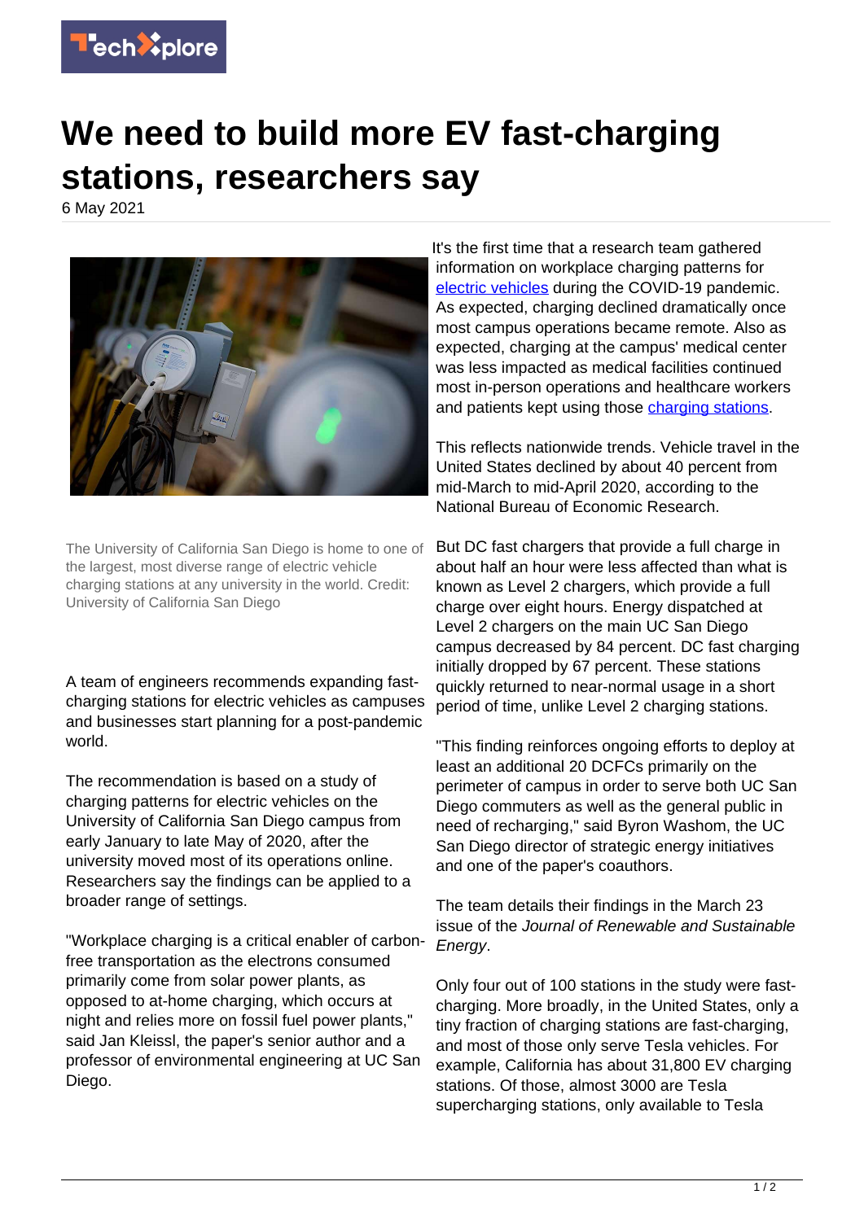# We need to build more EV fast-charging stations, researchers say

6 May 2021

The University of California San Diego is home to one of the largest, most diverse range of electric vehicle charging stations at any university in the world. Credit: University of California San Diego

A team of engineers recommends expanding fast-charging stations for electric vehicles as campuses and businesses start planning for a post-pandemic world.

The recommendation is based on a study of charging patterns for electric vehicles on the University of California San Diego campus from early January to late May of 2020, after the university moved most of its operations online. Researchers say the findings can be applied to a broader range of settings.

"Workplace charging is a critical enabler of carbon-free transportation as the electrons consumed primarily come from solar power plants, as opposed to at-home charging, which occurs at night and relies more on fossil fuel power plants," said Jan Kleissl, the paper's senior author and a professor of environmental engineering at UC San Diego.

It's the first time that a research team gathered information on workplace charging patterns for electric vehicles during the COVID-19 pandemic. As expected, charging declined dramatically once most campus operations became remote. Also as expected, charging at the campus' medical center was less impacted as medical facilities continued most in-person operations and healthcare workers and patients kept using those charging stations.

This reflects nationwide trends. Vehicle travel in the United States declined by about 40 percent from mid-March to mid-April 2020, according to the National Bureau of Economic Research.

But DC fast chargers that provide a full charge in about half an hour were less affected than what is known as Level 2 chargers, which provide a full charge over eight hours. Energy dispatched at Level 2 chargers on the main UC San Diego campus decreased by 84 percent. DC fast charging initially dropped by 67 percent. These stations quickly returned to near-normal usage in a short period of time, unlike Level 2 charging stations.

"This finding reinforces ongoing efforts to deploy at least an additional 20 DCFCs primarily on the perimeter of campus in order to serve both UC San Diego commuters as well as the general public in need of recharging," said Byron Washom, the UC San Diego director of strategic energy initiatives and one of the paper's coauthors.

The team details their findings in the March 23 issue of the *Journal of Renewable and Sustainable Energy*.

Only four out of 100 stations in the study were fast-charging. More broadly, in the United States, only a tiny fraction of charging stations are fast-charging, and most of those only serve Tesla vehicles. For example, California has about 31,800 EV charging stations. Of those, almost 3000 are Tesla supercharging stations, only available to Tesla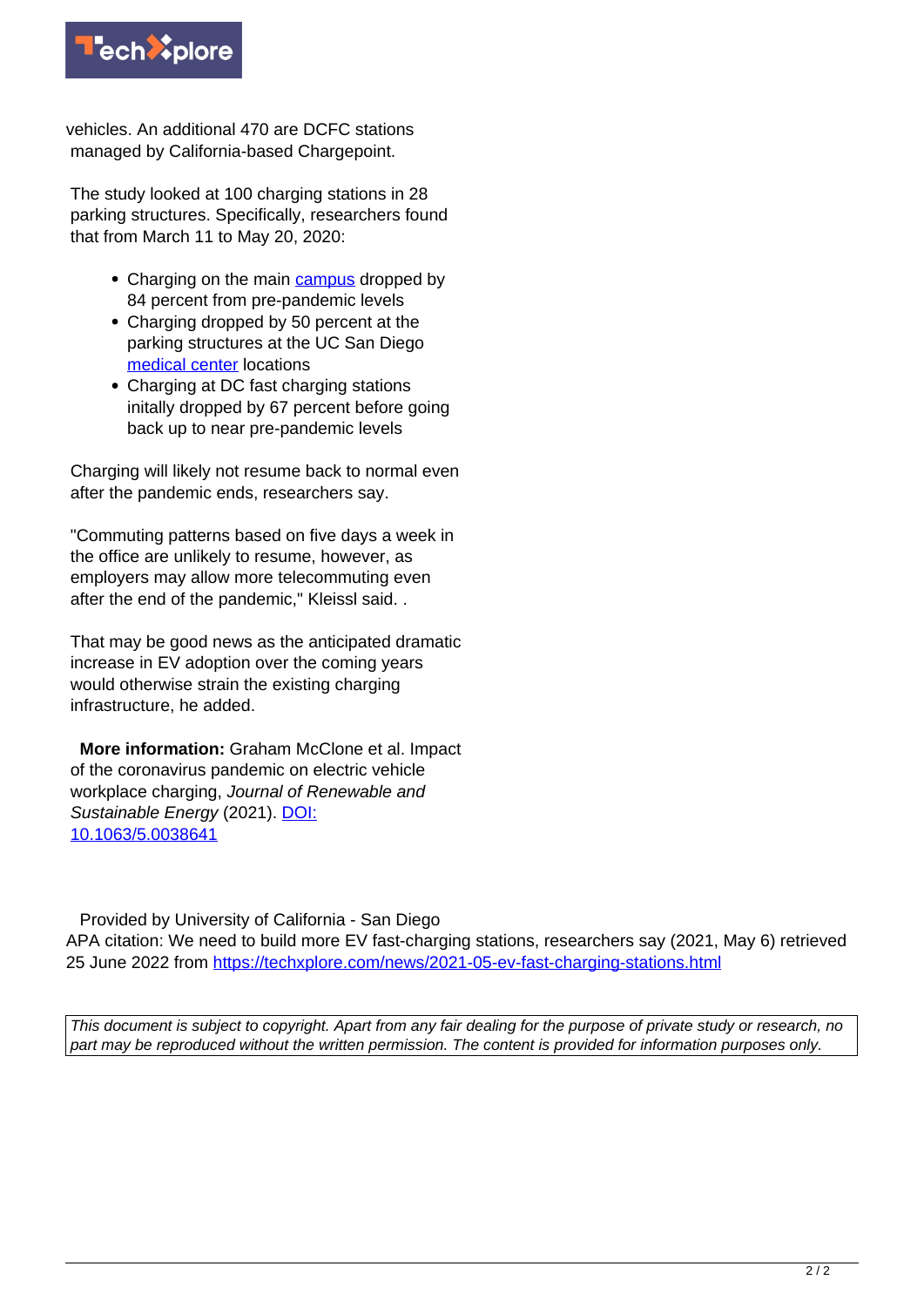vehicles. An additional 470 are DCFC stations managed by California-based Chargepoint.

The study looked at 100 charging stations in 28 parking structures. Specifically, researchers found that from March 11 to May 20, 2020:

- Charging on the main campus dropped by 84 percent from pre-pandemic levels
- Charging dropped by 50 percent at the parking structures at the UC San Diego medical center locations
- Charging at DC fast charging stations initally dropped by 67 percent before going back up to near pre-pandemic levels

Charging will likely not resume back to normal even after the pandemic ends, researchers say.

"Commuting patterns based on five days a week in the office are unlikely to resume, however, as employers may allow more telecommuting even after the end of the pandemic," Kleissl said. .

That may be good news as the anticipated dramatic increase in EV adoption over the coming years would otherwise strain the existing charging infrastructure, he added.

**More information:** Graham McClone et al. Impact of the coronavirus pandemic on electric vehicle workplace charging, *Journal of Renewable and Sustainable Energy* (2021). DOI: 10.1063/5.0038641

Provided by University of California - San Diego

APA citation: We need to build more EV fast-charging stations, researchers say (2021, May 6) retrieved 25 June 2022 from https://techxplore.com/news/2021-05-ev-fast-charging-stations.html

*This document is subject to copyright. Apart from any fair dealing for the purpose of private study or research, no part may be reproduced without the written permission. The content is provided for information purposes only.*